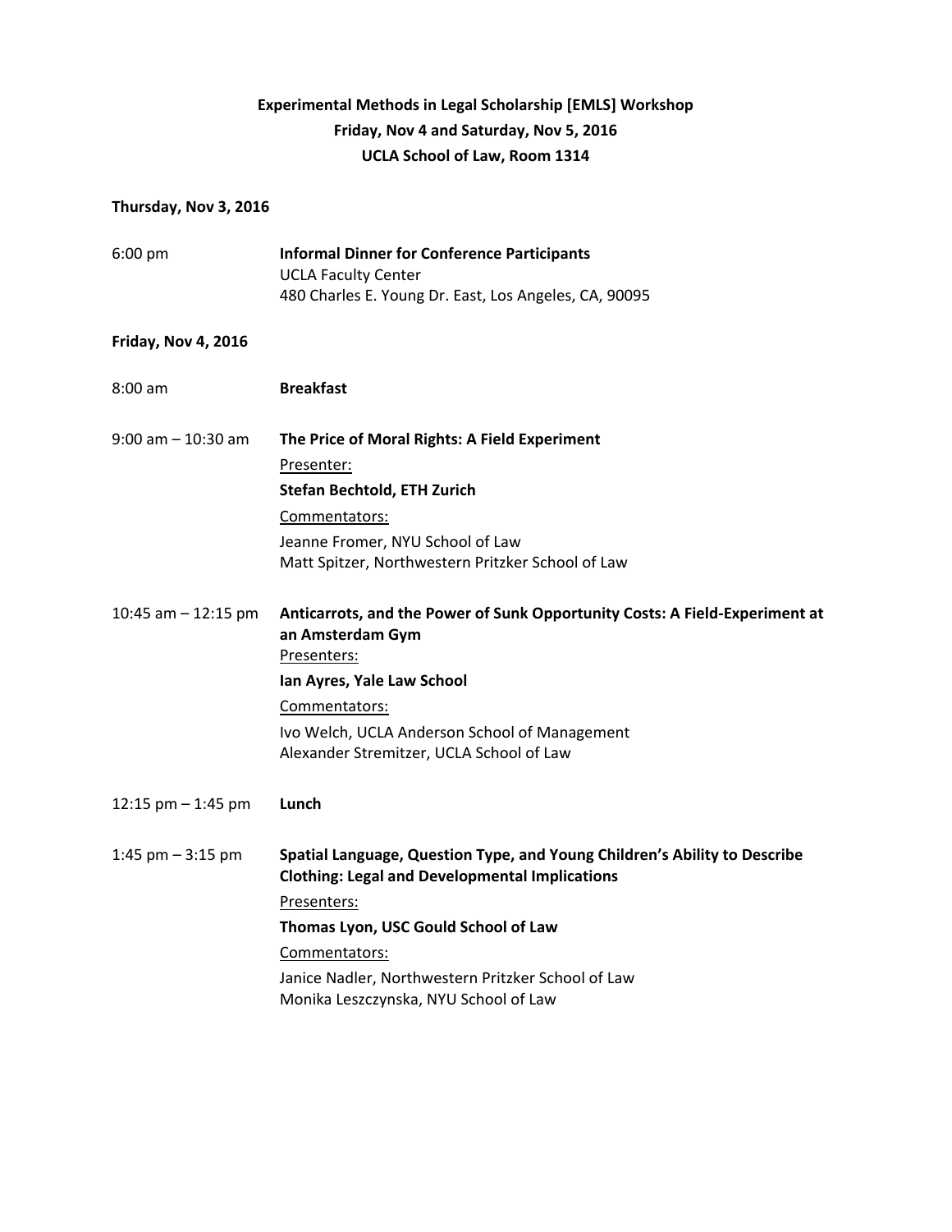**Experimental Methods in Legal Scholarship [EMLS] Workshop**
**Friday, Nov 4 and Saturday, Nov 5, 2016**
**UCLA School of Law, Room 1314**

**Thursday, Nov 3, 2016**

6:00 pm — **Informal Dinner for Conference Participants**
UCLA Faculty Center
480 Charles E. Young Dr. East, Los Angeles, CA, 90095

**Friday, Nov 4, 2016**

8:00 am — **Breakfast**

9:00 am – 10:30 am — **The Price of Moral Rights: A Field Experiment**

Presenter:

**Stefan Bechtold, ETH Zurich**

Commentators:

Jeanne Fromer, NYU School of Law
Matt Spitzer, Northwestern Pritzker School of Law

10:45 am – 12:15 pm — **Anticarrots, and the Power of Sunk Opportunity Costs: A Field-Experiment at an Amsterdam Gym**

Presenters:

**Ian Ayres, Yale Law School**

Commentators:

Ivo Welch, UCLA Anderson School of Management
Alexander Stremitzer, UCLA School of Law

12:15 pm – 1:45 pm — **Lunch**

1:45 pm – 3:15 pm — **Spatial Language, Question Type, and Young Children's Ability to Describe Clothing: Legal and Developmental Implications**

Presenters:

**Thomas Lyon, USC Gould School of Law**

Commentators:

Janice Nadler, Northwestern Pritzker School of Law
Monika Leszczynska, NYU School of Law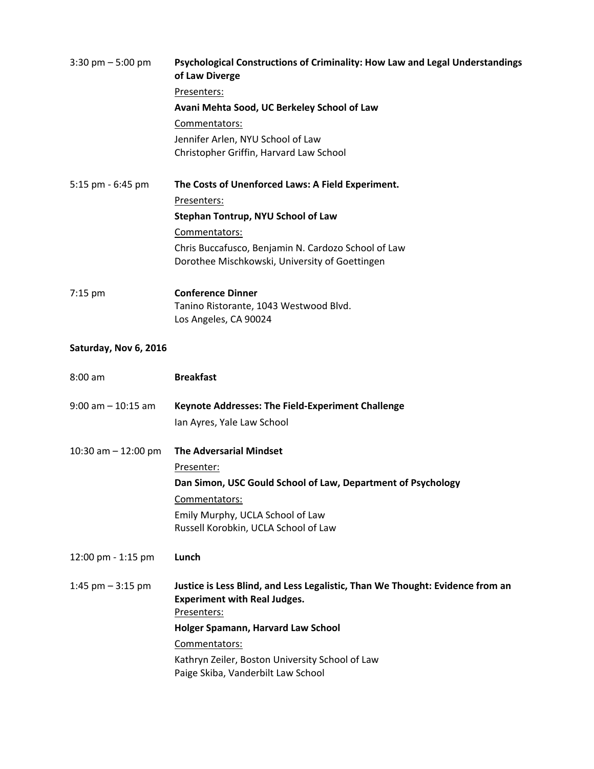3:30 pm – 5:00 pm **Psychological Constructions of Criminality: How Law and Legal Understandings of Law Diverge**

Presenters:

**Avani Mehta Sood, UC Berkeley School of Law**

Commentators:

Jennifer Arlen, NYU School of Law
Christopher Griffin, Harvard Law School

5:15 pm - 6:45 pm **The Costs of Unenforced Laws: A Field Experiment.**

Presenters:

**Stephan Tontrup, NYU School of Law**

Commentators:

Chris Buccafusco, Benjamin N. Cardozo School of Law
Dorothee Mischkowski, University of Goettingen

7:15 pm **Conference Dinner**
Tanino Ristorante, 1043 Westwood Blvd.
Los Angeles, CA 90024

**Saturday, Nov 6, 2016**

8:00 am **Breakfast**

9:00 am – 10:15 am **Keynote Addresses: The Field-Experiment Challenge**

Ian Ayres, Yale Law School

10:30 am – 12:00 pm **The Adversarial Mindset**

Presenter:

**Dan Simon, USC Gould School of Law, Department of Psychology**

Commentators:

Emily Murphy, UCLA School of Law
Russell Korobkin, UCLA School of Law

12:00 pm - 1:15 pm **Lunch**

1:45 pm – 3:15 pm **Justice is Less Blind, and Less Legalistic, Than We Thought: Evidence from an Experiment with Real Judges.**

Presenters:

**Holger Spamann, Harvard Law School**

Commentators:

Kathryn Zeiler, Boston University School of Law
Paige Skiba, Vanderbilt Law School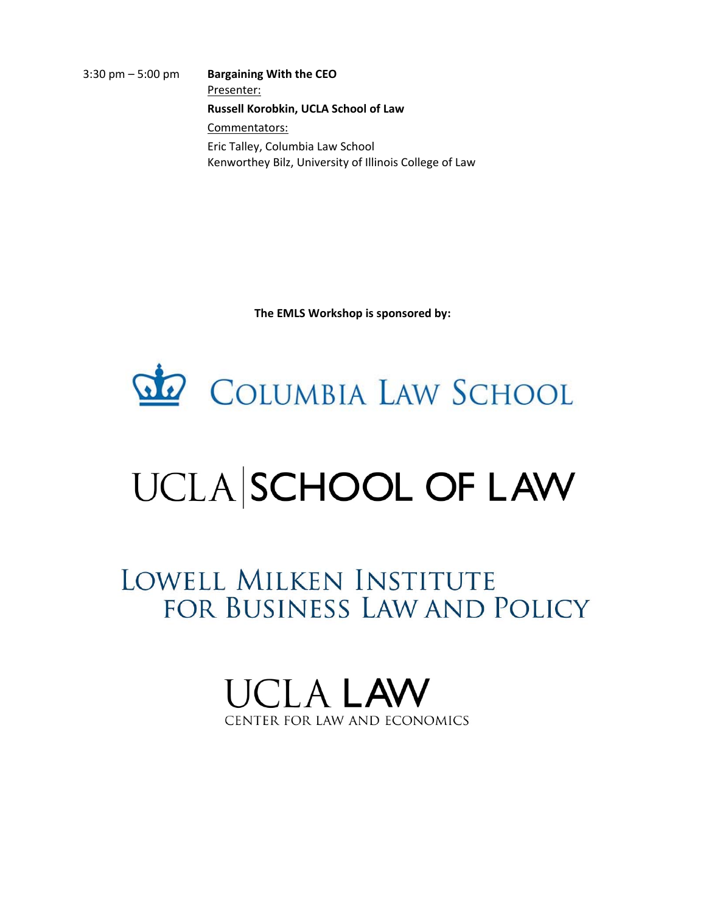3:30 pm – 5:00 pm **Bargaining With the CEO**

Presenter:

**Russell Korobkin, UCLA School of Law**

Commentators:

Eric Talley, Columbia Law School

Kenworthey Bilz, University of Illinois College of Law

**The EMLS Workshop is sponsored by:**

Columbia Law School

UCLA | SCHOOL OF LAW

Lowell Milken Institute for Business Law and Policy

UCLA LAW Center for Law and Economics